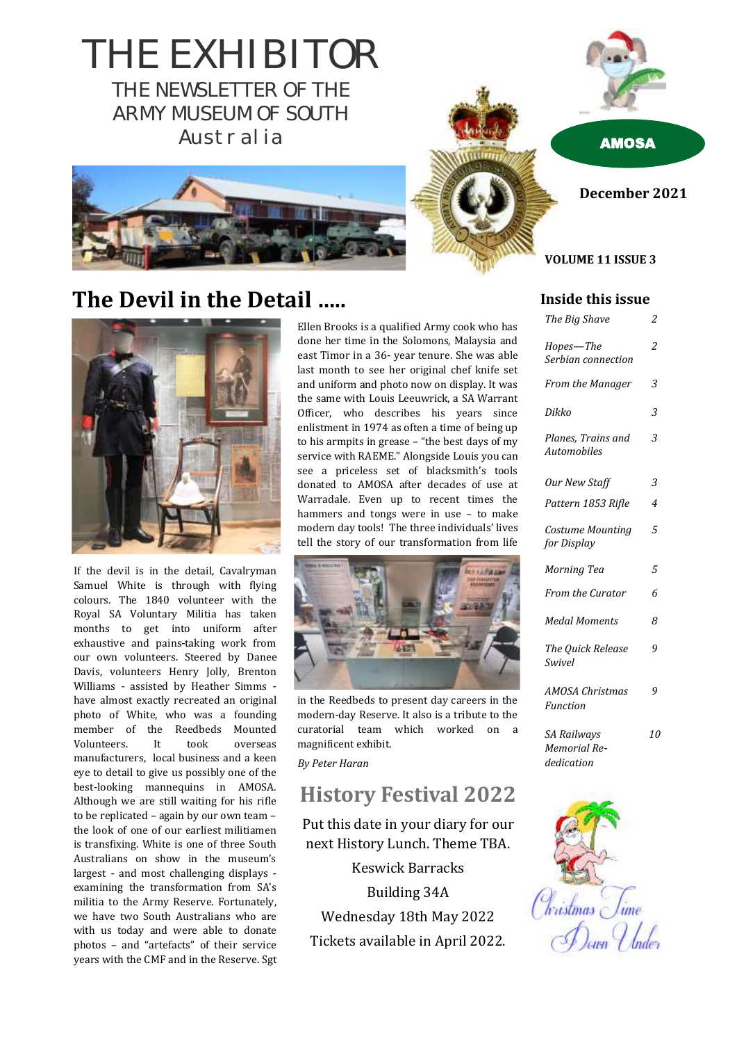# THE EXHIBITOR

THE NEWSLETTER OF THE ARMY MUSEUM OF SOUTH Australia

AMOSA

**December 2021**

**VOLUME 11 ISSUE 3**

## The Devil in the Detail .....

If the devil is in the detail, Cavalryman Samuel White is through with flying colours. The 1840 volunteer with the Royal SA Voluntary Militia has taken months to get into uniform after exhaustive and pains-taking work from our own volunteers. Steered by Danee Davis, volunteers Henry Jolly, Brenton Williams - assisted by Heather Simms - have almost exactly recreated an original photo of White, who was a founding member of the Reedbeds Mounted Volunteers. It took overseas manufacturers, local business and a keen eye to detail to give us possibly one of the best-looking mannequins in AMOSA. Although we are still waiting for his rifle to be replicated – again by our own team – the look of one of our earliest militiamen is transfixing. White is one of three South Australians on show in the museum's largest - and most challenging displays - examining the transformation from SA's militia to the Army Reserve. Fortunately, we have two South Australians who are with us today and were able to donate photos – and "artefacts" of their service years with the CMF and in the Reserve. Sgt Ellen Brooks is a qualified Army cook who has done her time in the Solomons, Malaysia and east Timor in a 36- year tenure. She was able last month to see her original chef knife set and uniform and photo now on display. It was the same with Louis Leeuwrick, a SA Warrant Officer, who describes his years since enlistment in 1974 as often a time of being up to his armpits in grease – "the best days of my service with RAEME." Alongside Louis you can see a priceless set of blacksmith's tools donated to AMOSA after decades of use at Warradale. Even up to recent times the hammers and tongs were in use – to make modern day tools! The three individuals' lives tell the story of our transformation from life in the Reedbeds to present day careers in the modern-day Reserve. It also is a tribute to the curatorial team which worked on a magnificent exhibit.

*By Peter Haran*

## History Festival 2022

Put this date in your diary for our next History Lunch. Theme TBA.

Keswick Barracks

Building 34A

Wednesday 18th May 2022

Tickets available in April 2022.

### Inside this issue

| | |
|---|---|
| *The Big Shave* | *2* |
| *Hopes—The Serbian connection* | *2* |
| *From the Manager* | *3* |
| *Dikko* | *3* |
| *Planes, Trains and Automobiles* | *3* |
| *Our New Staff* | *3* |
| *Pattern 1853 Rifle* | *4* |
| *Costume Mounting for Display* | *5* |
| *Morning Tea* | *5* |
| *From the Curator* | *6* |
| *Medal Moments* | *8* |
| *The Quick Release Swivel* | *9* |
| *AMOSA Christmas Function* | *9* |
| *SA Railways Memorial Re-dedication* | *10* |

Christmas Time Down Under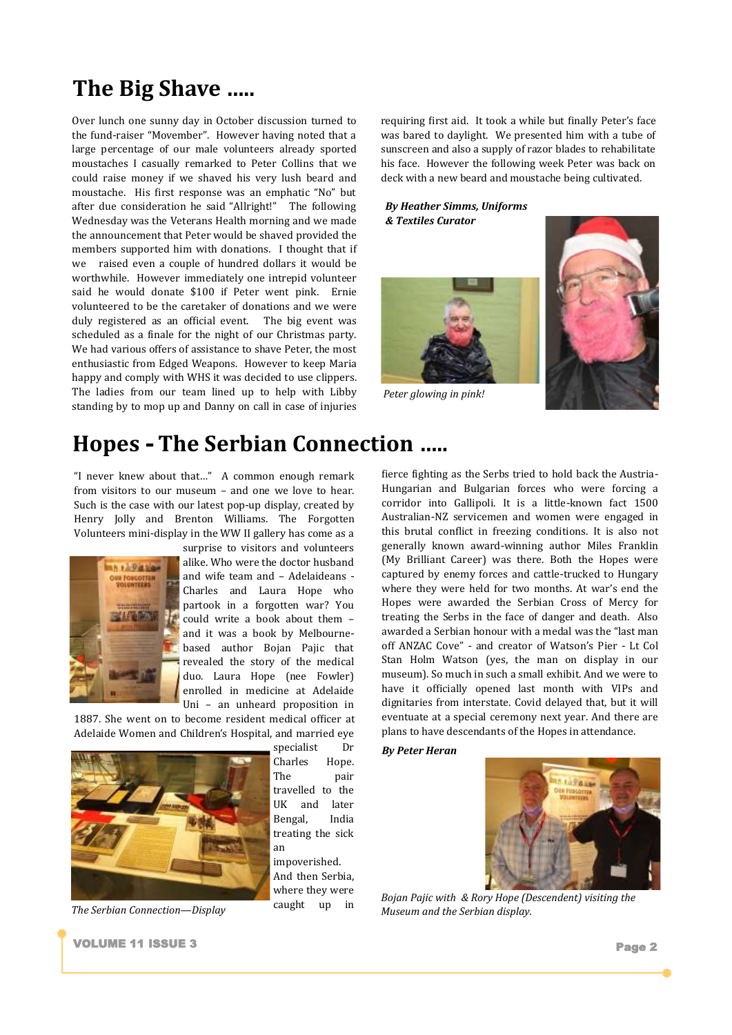# The Big Shave .....

Over lunch one sunny day in October discussion turned to the fund-raiser "Movember". However having noted that a large percentage of our male volunteers already sported moustaches I casually remarked to Peter Collins that we could raise money if we shaved his very lush beard and moustache. His first response was an emphatic "No" but after due consideration he said "Allright!" The following Wednesday was the Veterans Health morning and we made the announcement that Peter would be shaved provided the members supported him with donations. I thought that if we raised even a couple of hundred dollars it would be worthwhile. However immediately one intrepid volunteer said he would donate $100 if Peter went pink. Ernie volunteered to be the caretaker of donations and we were duly registered as an official event. The big event was scheduled as a finale for the night of our Christmas party. We had various offers of assistance to shave Peter, the most enthusiastic from Edged Weapons. However to keep Maria happy and comply with WHS it was decided to use clippers. The ladies from our team lined up to help with Libby standing by to mop up and Danny on call in case of injuries requiring first aid. It took a while but finally Peter's face was bared to daylight. We presented him with a tube of sunscreen and also a supply of razor blades to rehabilitate his face. However the following week Peter was back on deck with a new beard and moustache being cultivated.

***By Heather Simms, Uniforms & Textiles Curator***

*Peter glowing in pink!*

# Hopes - The Serbian Connection .....

"I never knew about that..." A common enough remark from visitors to our museum – and one we love to hear. Such is the case with our latest pop-up display, created by Henry Jolly and Brenton Williams. The Forgotten Volunteers mini-display in the WW II gallery has come as a surprise to visitors and volunteers alike. Who were the doctor husband and wife team and – Adelaideans - Charles and Laura Hope who partook in a forgotten war? You could write a book about them – and it was a book by Melbourne-based author Bojan Pajic that revealed the story of the medical duo. Laura Hope (nee Fowler) enrolled in medicine at Adelaide Uni – an unheard proposition in 1887. She went on to become resident medical officer at Adelaide Women and Children's Hospital, and married eye specialist Dr Charles Hope. The pair travelled to the UK and later Bengal, India treating the sick an impoverished. And then Serbia, where they were caught up in fierce fighting as the Serbs tried to hold back the Austria-Hungarian and Bulgarian forces who were forcing a corridor into Gallipoli. It is a little-known fact 1500 Australian-NZ servicemen and women were engaged in this brutal conflict in freezing conditions. It is also not generally known award-winning author Miles Franklin (My Brilliant Career) was there. Both the Hopes were captured by enemy forces and cattle-trucked to Hungary where they were held for two months. At war's end the Hopes were awarded the Serbian Cross of Mercy for treating the Serbs in the face of danger and death. Also awarded a Serbian honour with a medal was the "last man off ANZAC Cove" - and creator of Watson's Pier - Lt Col Stan Holm Watson (yes, the man on display in our museum). So much in such a small exhibit. And we were to have it officially opened last month with VIPs and dignitaries from interstate. Covid delayed that, but it will eventuate at a special ceremony next year. And there are plans to have descendants of the Hopes in attendance.

*The Serbian Connection—Display*

***By Peter Heran***

*Bojan Pajic with & Rory Hope (Descendent) visiting the Museum and the Serbian display.*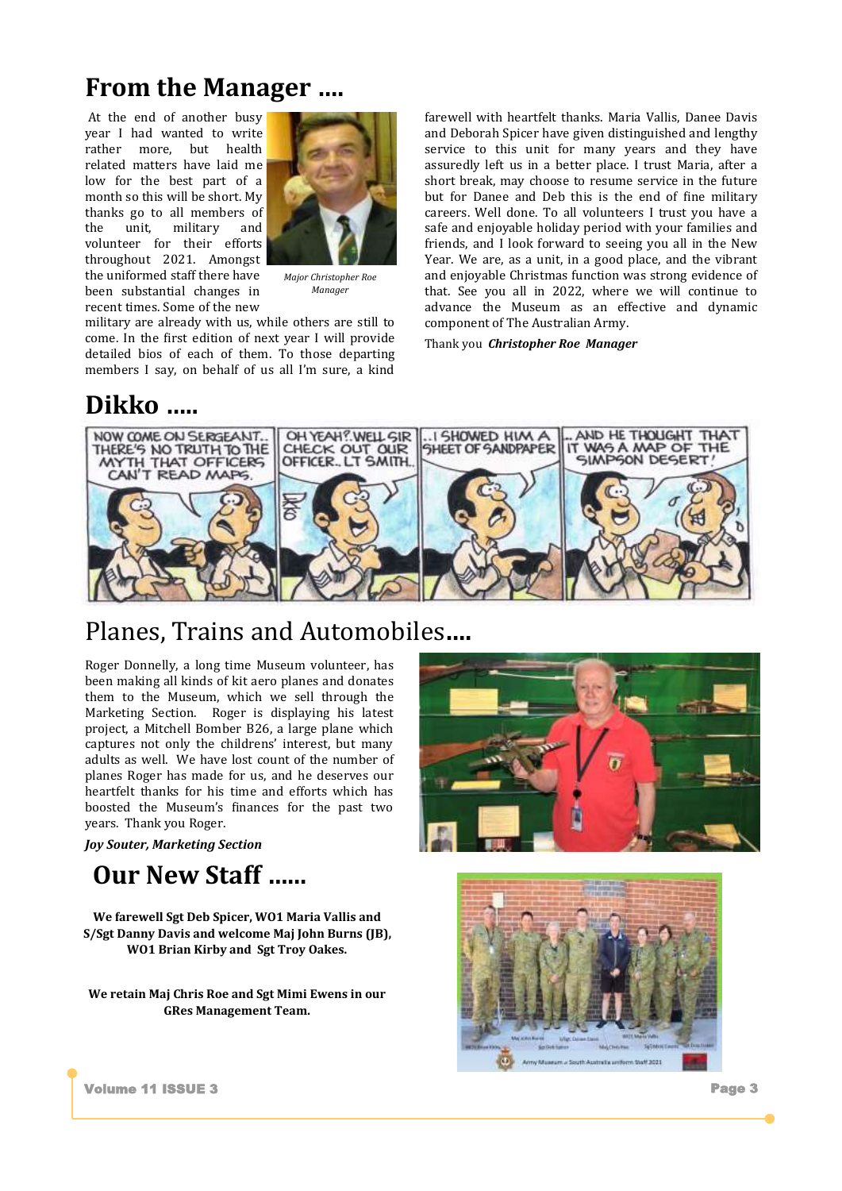# From the Manager ....

At the end of another busy year I had wanted to write rather more, but health related matters have laid me low for the best part of a month so this will be short. My thanks go to all members of the unit, military and volunteer for their efforts throughout 2021. Amongst the uniformed staff there have been substantial changes in recent times. Some of the new military are already with us, while others are still to come. In the first edition of next year I will provide detailed bios of each of them. To those departing members I say, on behalf of us all I'm sure, a kind farewell with heartfelt thanks. Maria Vallis, Danee Davis and Deborah Spicer have given distinguished and lengthy service to this unit for many years and they have assuredly left us in a better place. I trust Maria, after a short break, may choose to resume service in the future but for Danee and Deb this is the end of fine military careers. Well done. To all volunteers I trust you have a safe and enjoyable holiday period with your families and friends, and I look forward to seeing you all in the New Year. We are, as a unit, in a good place, and the vibrant and enjoyable Christmas function was strong evidence of that. See you all in 2022, where we will continue to advance the Museum as an effective and dynamic component of The Australian Army.

*Major Christopher Roe Manager*

Thank you ***Christopher Roe Manager***

# Dikko .....

# Planes, Trains and Automobiles....

Roger Donnelly, a long time Museum volunteer, has been making all kinds of kit aero planes and donates them to the Museum, which we sell through the Marketing Section. Roger is displaying his latest project, a Mitchell Bomber B26, a large plane which captures not only the childrens' interest, but many adults as well. We have lost count of the number of planes Roger has made for us, and he deserves our heartfelt thanks for his time and efforts which has boosted the Museum's finances for the past two years. Thank you Roger.

***Joy Souter, Marketing Section***

# Our New Staff ......

**We farewell Sgt Deb Spicer, WO1 Maria Vallis and S/Sgt Danny Davis and welcome Maj John Burns (JB), WO1 Brian Kirby and Sgt Troy Oakes.**

**We retain Maj Chris Roe and Sgt Mimi Ewens in our GRes Management Team.**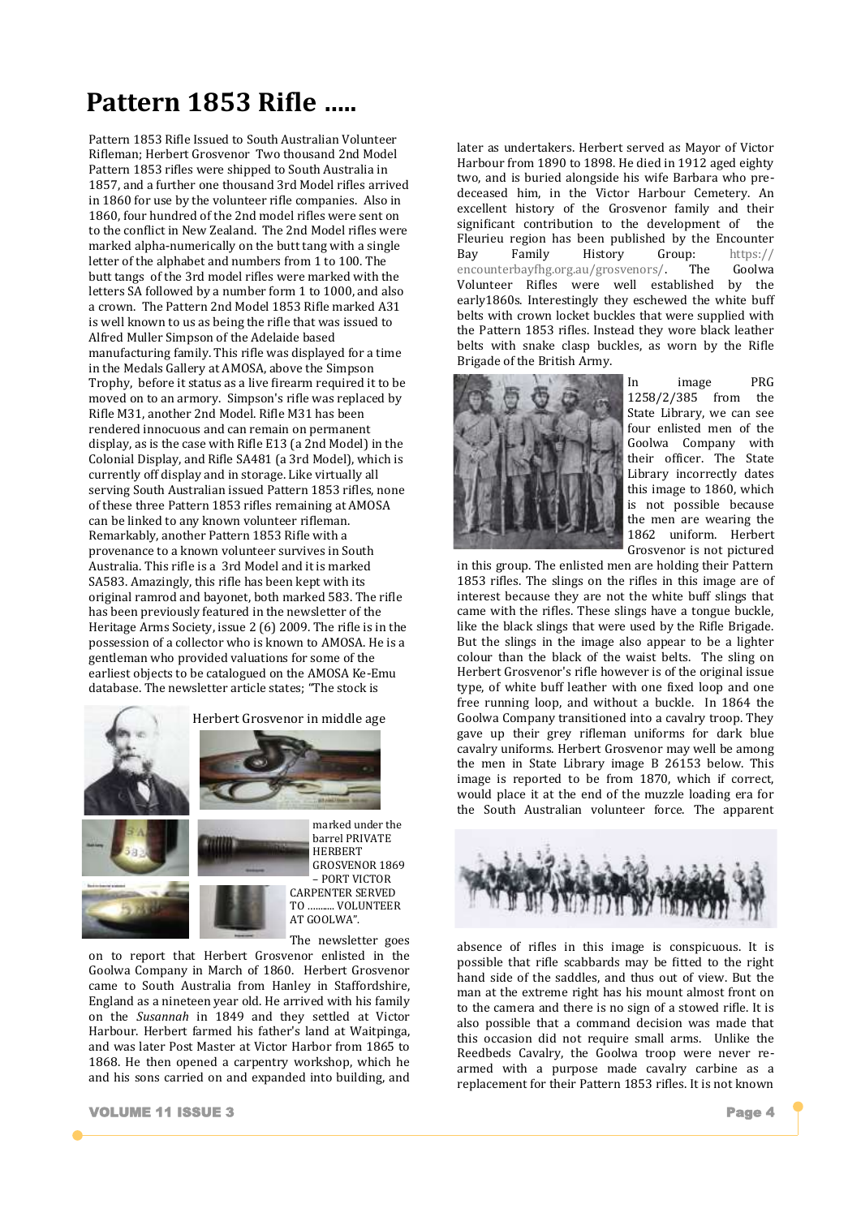# Pattern 1853 Rifle .....

Pattern 1853 Rifle Issued to South Australian Volunteer Rifleman; Herbert Grosvenor Two thousand 2nd Model Pattern 1853 rifles were shipped to South Australia in 1857, and a further one thousand 3rd Model rifles arrived in 1860 for use by the volunteer rifle companies. Also in 1860, four hundred of the 2nd model rifles were sent on to the conflict in New Zealand. The 2nd Model rifles were marked alpha-numerically on the butt tang with a single letter of the alphabet and numbers from 1 to 100. The butt tangs of the 3rd model rifles were marked with the letters SA followed by a number form 1 to 1000, and also a crown. The Pattern 2nd Model 1853 Rifle marked A31 is well known to us as being the rifle that was issued to Alfred Muller Simpson of the Adelaide based manufacturing family. This rifle was displayed for a time in the Medals Gallery at AMOSA, above the Simpson Trophy, before it status as a live firearm required it to be moved on to an armory. Simpson's rifle was replaced by Rifle M31, another 2nd Model. Rifle M31 has been rendered innocuous and can remain on permanent display, as is the case with Rifle E13 (a 2nd Model) in the Colonial Display, and Rifle SA481 (a 3rd Model), which is currently off display and in storage. Like virtually all serving South Australian issued Pattern 1853 rifles, none of these three Pattern 1853 rifles remaining at AMOSA can be linked to any known volunteer rifleman. Remarkably, another Pattern 1853 Rifle with a provenance to a known volunteer survives in South Australia. This rifle is a 3rd Model and it is marked SA583. Amazingly, this rifle has been kept with its original ramrod and bayonet, both marked 583. The rifle has been previously featured in the newsletter of the Heritage Arms Society, issue 2 (6) 2009. The rifle is in the possession of a collector who is known to AMOSA. He is a gentleman who provided valuations for some of the earliest objects to be catalogued on the AMOSA Ke-Emu database. The newsletter article states; "The stock is marked under the barrel PRIVATE HERBERT GROSVENOR 1869 – PORT VICTOR CARPENTER SERVED TO .......... VOLUNTEER AT GOOLWA".

Herbert Grosvenor in middle age

The newsletter goes on to report that Herbert Grosvenor enlisted in the Goolwa Company in March of 1860. Herbert Grosvenor came to South Australia from Hanley in Staffordshire, England as a nineteen year old. He arrived with his family on the *Susannah* in 1849 and they settled at Victor Harbour. Herbert farmed his father's land at Waitpinga, and was later Post Master at Victor Harbor from 1865 to 1868. He then opened a carpentry workshop, which he and his sons carried on and expanded into building, and later as undertakers. Herbert served as Mayor of Victor Harbour from 1890 to 1898. He died in 1912 aged eighty two, and is buried alongside his wife Barbara who pre-deceased him, in the Victor Harbour Cemetery. An excellent history of the Grosvenor family and their significant contribution to the development of the Fleurieu region has been published by the Encounter Bay Family History Group: https://encounterbayfhg.org.au/grosvenors/. The Goolwa Volunteer Rifles were well established by the early1860s. Interestingly they eschewed the white buff belts with crown locket buckles that were supplied with the Pattern 1853 rifles. Instead they wore black leather belts with snake clasp buckles, as worn by the Rifle Brigade of the British Army.

In image PRG 1258/2/385 from the State Library, we can see four enlisted men of the Goolwa Company with their officer. The State Library incorrectly dates this image to 1860, which is not possible because the men are wearing the 1862 uniform. Herbert Grosvenor is not pictured in this group. The enlisted men are holding their Pattern 1853 rifles. The slings on the rifles in this image are of interest because they are not the white buff slings that came with the rifles. These slings have a tongue buckle, like the black slings that were used by the Rifle Brigade. But the slings in the image also appear to be a lighter colour than the black of the waist belts. The sling on Herbert Grosvenor's rifle however is of the original issue type, of white buff leather with one fixed loop and one free running loop, and without a buckle. In 1864 the Goolwa Company transitioned into a cavalry troop. They gave up their grey rifleman uniforms for dark blue cavalry uniforms. Herbert Grosvenor may well be among the men in State Library image B 26153 below. This image is reported to be from 1870, which if correct, would place it at the end of the muzzle loading era for the South Australian volunteer force. The apparent absence of rifles in this image is conspicuous. It is possible that rifle scabbards may be fitted to the right hand side of the saddles, and thus out of view. But the man at the extreme right has his mount almost front on to the camera and there is no sign of a stowed rifle. It is also possible that a command decision was made that this occasion did not require small arms. Unlike the Reedbeds Cavalry, the Goolwa troop were never re-armed with a purpose made cavalry carbine as a replacement for their Pattern 1853 rifles. It is not known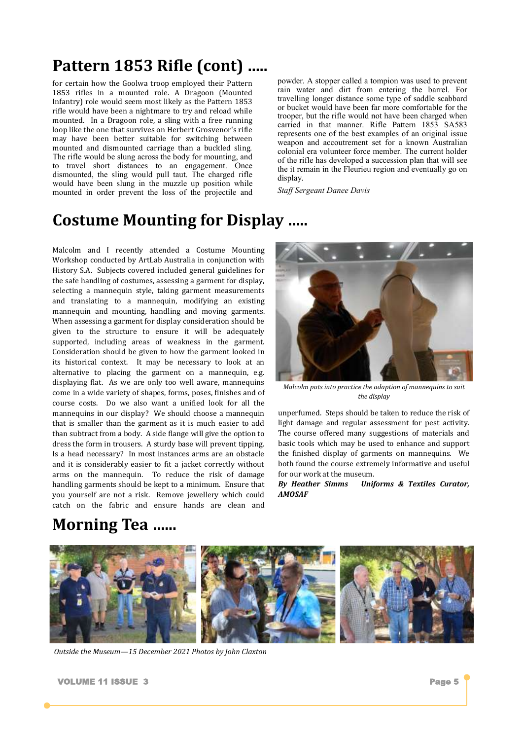## Pattern 1853 Rifle (cont) .....

for certain how the Goolwa troop employed their Pattern 1853 rifles in a mounted role. A Dragoon (Mounted Infantry) role would seem most likely as the Pattern 1853 rifle would have been a nightmare to try and reload while mounted. In a Dragoon role, a sling with a free running loop like the one that survives on Herbert Grosvenor's rifle may have been better suitable for switching between mounted and dismounted carriage than a buckled sling. The rifle would be slung across the body for mounting, and to travel short distances to an engagement. Once dismounted, the sling would pull taut. The charged rifle would have been slung in the muzzle up position while mounted in order prevent the loss of the projectile and powder. A stopper called a tompion was used to prevent rain water and dirt from entering the barrel. For travelling longer distance some type of saddle scabbard or bucket would have been far more comfortable for the trooper, but the rifle would not have been charged when carried in that manner. Rifle Pattern 1853 SA583 represents one of the best examples of an original issue weapon and accoutrement set for a known Australian colonial era volunteer force member. The current holder of the rifle has developed a succession plan that will see the it remain in the Fleurieu region and eventually go on display.

*Staff Sergeant Danee Davis*

## Costume Mounting for Display .....

Malcolm and I recently attended a Costume Mounting Workshop conducted by ArtLab Australia in conjunction with History S.A. Subjects covered included general guidelines for the safe handling of costumes, assessing a garment for display, selecting a mannequin style, taking garment measurements and translating to a mannequin, modifying an existing mannequin and mounting, handling and moving garments. When assessing a garment for display consideration should be given to the structure to ensure it will be adequately supported, including areas of weakness in the garment. Consideration should be given to how the garment looked in its historical context. It may be necessary to look at an alternative to placing the garment on a mannequin, e.g. displaying flat. As we are only too well aware, mannequins come in a wide variety of shapes, forms, poses, finishes and of course costs. Do we also want a unified look for all the mannequins in our display? We should choose a mannequin that is smaller than the garment as it is much easier to add than subtract from a body. A side flange will give the option to dress the form in trousers. A sturdy base will prevent tipping. Is a head necessary? In most instances arms are an obstacle and it is considerably easier to fit a jacket correctly without arms on the mannequin. To reduce the risk of damage handling garments should be kept to a minimum. Ensure that you yourself are not a risk. Remove jewellery which could catch on the fabric and ensure hands are clean and unperfumed. Steps should be taken to reduce the risk of light damage and regular assessment for pest activity. The course offered many suggestions of materials and basic tools which may be used to enhance and support the finished display of garments on mannequins. We both found the course extremely informative and useful for our work at the museum.

*Malcolm puts into practice the adaption of mannequins to suit the display*

***By Heather Simms Uniforms & Textiles Curator, AMOSAF***

## Morning Tea ......

*Outside the Museum—15 December 2021 Photos by John Claxton*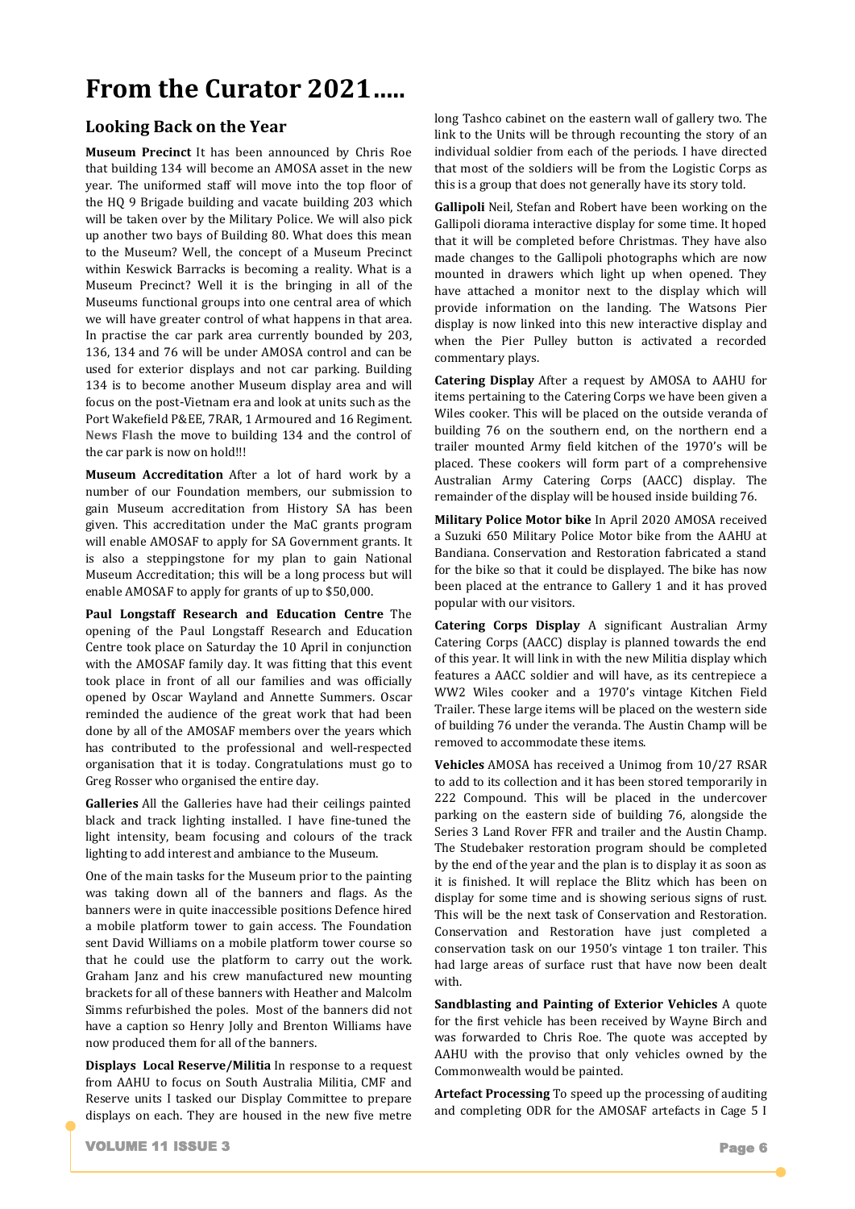# From the Curator 2021…..

## Looking Back on the Year

**Museum Precinct** It has been announced by Chris Roe that building 134 will become an AMOSA asset in the new year. The uniformed staff will move into the top floor of the HQ 9 Brigade building and vacate building 203 which will be taken over by the Military Police. We will also pick up another two bays of Building 80. What does this mean to the Museum? Well, the concept of a Museum Precinct within Keswick Barracks is becoming a reality. What is a Museum Precinct? Well it is the bringing in all of the Museums functional groups into one central area of which we will have greater control of what happens in that area. In practise the car park area currently bounded by 203, 136, 134 and 76 will be under AMOSA control and can be used for exterior displays and not car parking. Building 134 is to become another Museum display area and will focus on the post-Vietnam era and look at units such as the Port Wakefield P&EE, 7RAR, 1 Armoured and 16 Regiment. **News Flash** the move to building 134 and the control of the car park is now on hold!!!

**Museum Accreditation** After a lot of hard work by a number of our Foundation members, our submission to gain Museum accreditation from History SA has been given. This accreditation under the MaC grants program will enable AMOSAF to apply for SA Government grants. It is also a steppingstone for my plan to gain National Museum Accreditation; this will be a long process but will enable AMOSAF to apply for grants of up to $50,000.

**Paul Longstaff Research and Education Centre** The opening of the Paul Longstaff Research and Education Centre took place on Saturday the 10 April in conjunction with the AMOSAF family day. It was fitting that this event took place in front of all our families and was officially opened by Oscar Wayland and Annette Summers. Oscar reminded the audience of the great work that had been done by all of the AMOSAF members over the years which has contributed to the professional and well-respected organisation that it is today. Congratulations must go to Greg Rosser who organised the entire day.

**Galleries** All the Galleries have had their ceilings painted black and track lighting installed. I have fine-tuned the light intensity, beam focusing and colours of the track lighting to add interest and ambiance to the Museum.

One of the main tasks for the Museum prior to the painting was taking down all of the banners and flags. As the banners were in quite inaccessible positions Defence hired a mobile platform tower to gain access. The Foundation sent David Williams on a mobile platform tower course so that he could use the platform to carry out the work. Graham Janz and his crew manufactured new mounting brackets for all of these banners with Heather and Malcolm Simms refurbished the poles. Most of the banners did not have a caption so Henry Jolly and Brenton Williams have now produced them for all of the banners.

**Displays Local Reserve/Militia** In response to a request from AAHU to focus on South Australia Militia, CMF and Reserve units I tasked our Display Committee to prepare displays on each. They are housed in the new five metre long Tashco cabinet on the eastern wall of gallery two. The link to the Units will be through recounting the story of an individual soldier from each of the periods. I have directed that most of the soldiers will be from the Logistic Corps as this is a group that does not generally have its story told.

**Gallipoli** Neil, Stefan and Robert have been working on the Gallipoli diorama interactive display for some time. It hoped that it will be completed before Christmas. They have also made changes to the Gallipoli photographs which are now mounted in drawers which light up when opened. They have attached a monitor next to the display which will provide information on the landing. The Watsons Pier display is now linked into this new interactive display and when the Pier Pulley button is activated a recorded commentary plays.

**Catering Display** After a request by AMOSA to AAHU for items pertaining to the Catering Corps we have been given a Wiles cooker. This will be placed on the outside veranda of building 76 on the southern end, on the northern end a trailer mounted Army field kitchen of the 1970's will be placed. These cookers will form part of a comprehensive Australian Army Catering Corps (AACC) display. The remainder of the display will be housed inside building 76.

**Military Police Motor bike** In April 2020 AMOSA received a Suzuki 650 Military Police Motor bike from the AAHU at Bandiana. Conservation and Restoration fabricated a stand for the bike so that it could be displayed. The bike has now been placed at the entrance to Gallery 1 and it has proved popular with our visitors.

**Catering Corps Display** A significant Australian Army Catering Corps (AACC) display is planned towards the end of this year. It will link in with the new Militia display which features a AACC soldier and will have, as its centrepiece a WW2 Wiles cooker and a 1970's vintage Kitchen Field Trailer. These large items will be placed on the western side of building 76 under the veranda. The Austin Champ will be removed to accommodate these items.

**Vehicles** AMOSA has received a Unimog from 10/27 RSAR to add to its collection and it has been stored temporarily in 222 Compound. This will be placed in the undercover parking on the eastern side of building 76, alongside the Series 3 Land Rover FFR and trailer and the Austin Champ. The Studebaker restoration program should be completed by the end of the year and the plan is to display it as soon as it is finished. It will replace the Blitz which has been on display for some time and is showing serious signs of rust. This will be the next task of Conservation and Restoration. Conservation and Restoration have just completed a conservation task on our 1950's vintage 1 ton trailer. This had large areas of surface rust that have now been dealt with.

**Sandblasting and Painting of Exterior Vehicles** A quote for the first vehicle has been received by Wayne Birch and was forwarded to Chris Roe. The quote was accepted by AAHU with the proviso that only vehicles owned by the Commonwealth would be painted.

**Artefact Processing** To speed up the processing of auditing and completing ODR for the AMOSAF artefacts in Cage 5 I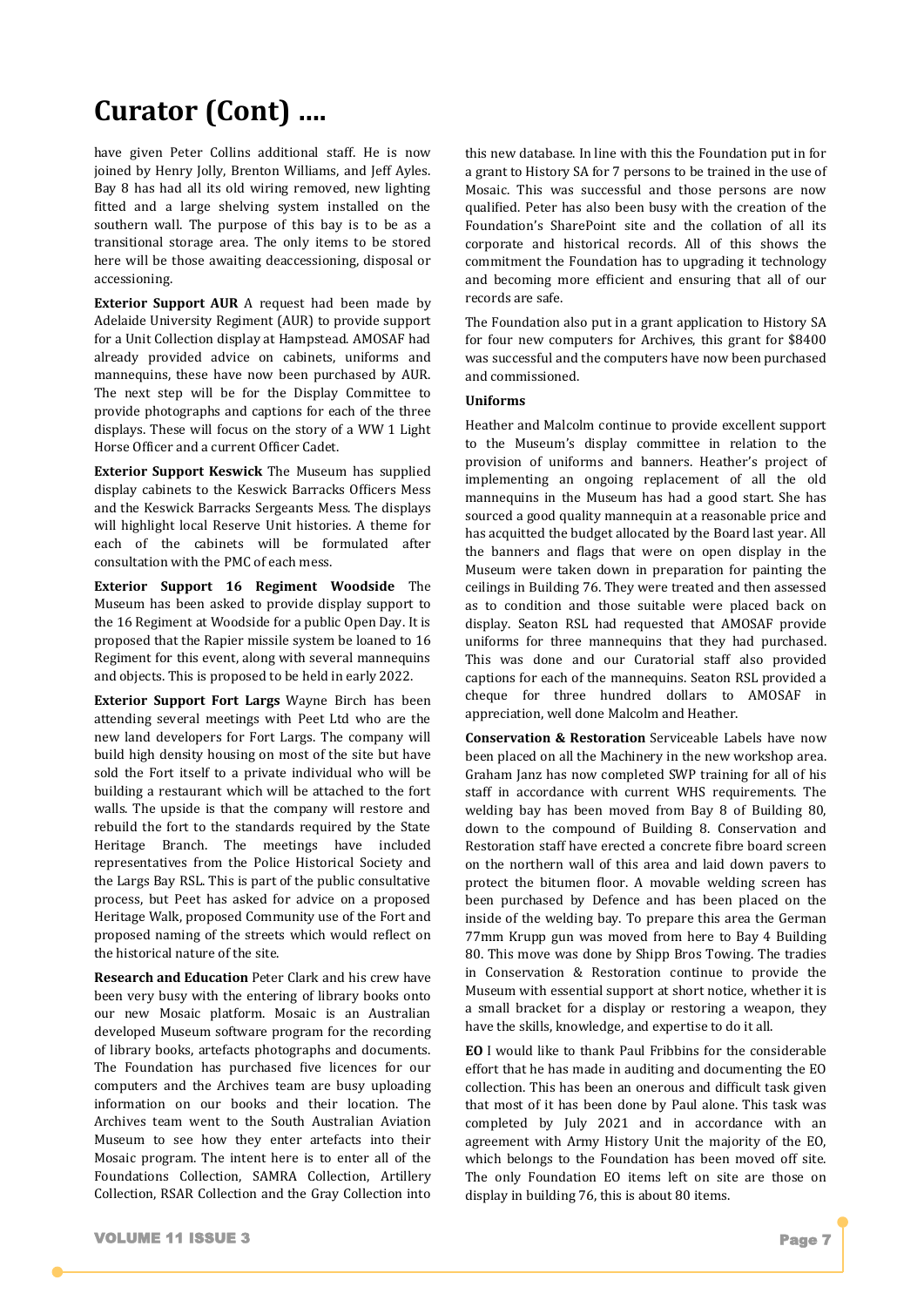# Curator (Cont) ....

have given Peter Collins additional staff. He is now joined by Henry Jolly, Brenton Williams, and Jeff Ayles. Bay 8 has had all its old wiring removed, new lighting fitted and a large shelving system installed on the southern wall. The purpose of this bay is to be as a transitional storage area. The only items to be stored here will be those awaiting deaccessioning, disposal or accessioning.

**Exterior Support AUR** A request had been made by Adelaide University Regiment (AUR) to provide support for a Unit Collection display at Hampstead. AMOSAF had already provided advice on cabinets, uniforms and mannequins, these have now been purchased by AUR. The next step will be for the Display Committee to provide photographs and captions for each of the three displays. These will focus on the story of a WW 1 Light Horse Officer and a current Officer Cadet.

**Exterior Support Keswick** The Museum has supplied display cabinets to the Keswick Barracks Officers Mess and the Keswick Barracks Sergeants Mess. The displays will highlight local Reserve Unit histories. A theme for each of the cabinets will be formulated after consultation with the PMC of each mess.

**Exterior Support 16 Regiment Woodside** The Museum has been asked to provide display support to the 16 Regiment at Woodside for a public Open Day. It is proposed that the Rapier missile system be loaned to 16 Regiment for this event, along with several mannequins and objects. This is proposed to be held in early 2022.

**Exterior Support Fort Largs** Wayne Birch has been attending several meetings with Peet Ltd who are the new land developers for Fort Largs. The company will build high density housing on most of the site but have sold the Fort itself to a private individual who will be building a restaurant which will be attached to the fort walls. The upside is that the company will restore and rebuild the fort to the standards required by the State Heritage Branch. The meetings have included representatives from the Police Historical Society and the Largs Bay RSL. This is part of the public consultative process, but Peet has asked for advice on a proposed Heritage Walk, proposed Community use of the Fort and proposed naming of the streets which would reflect on the historical nature of the site.

**Research and Education** Peter Clark and his crew have been very busy with the entering of library books onto our new Mosaic platform. Mosaic is an Australian developed Museum software program for the recording of library books, artefacts photographs and documents. The Foundation has purchased five licences for our computers and the Archives team are busy uploading information on our books and their location. The Archives team went to the South Australian Aviation Museum to see how they enter artefacts into their Mosaic program. The intent here is to enter all of the Foundations Collection, SAMRA Collection, Artillery Collection, RSAR Collection and the Gray Collection into this new database. In line with this the Foundation put in for a grant to History SA for 7 persons to be trained in the use of Mosaic. This was successful and those persons are now qualified. Peter has also been busy with the creation of the Foundation's SharePoint site and the collation of all its corporate and historical records. All of this shows the commitment the Foundation has to upgrading it technology and becoming more efficient and ensuring that all of our records are safe.

The Foundation also put in a grant application to History SA for four new computers for Archives, this grant for $8400 was successful and the computers have now been purchased and commissioned.

**Uniforms**

Heather and Malcolm continue to provide excellent support to the Museum's display committee in relation to the provision of uniforms and banners. Heather's project of implementing an ongoing replacement of all the old mannequins in the Museum has had a good start. She has sourced a good quality mannequin at a reasonable price and has acquitted the budget allocated by the Board last year. All the banners and flags that were on open display in the Museum were taken down in preparation for painting the ceilings in Building 76. They were treated and then assessed as to condition and those suitable were placed back on display. Seaton RSL had requested that AMOSAF provide uniforms for three mannequins that they had purchased. This was done and our Curatorial staff also provided captions for each of the mannequins. Seaton RSL provided a cheque for three hundred dollars to AMOSAF in appreciation, well done Malcolm and Heather.

**Conservation & Restoration** Serviceable Labels have now been placed on all the Machinery in the new workshop area. Graham Janz has now completed SWP training for all of his staff in accordance with current WHS requirements. The welding bay has been moved from Bay 8 of Building 80, down to the compound of Building 8. Conservation and Restoration staff have erected a concrete fibre board screen on the northern wall of this area and laid down pavers to protect the bitumen floor. A movable welding screen has been purchased by Defence and has been placed on the inside of the welding bay. To prepare this area the German 77mm Krupp gun was moved from here to Bay 4 Building 80. This move was done by Shipp Bros Towing. The tradies in Conservation & Restoration continue to provide the Museum with essential support at short notice, whether it is a small bracket for a display or restoring a weapon, they have the skills, knowledge, and expertise to do it all.

**EO** I would like to thank Paul Fribbins for the considerable effort that he has made in auditing and documenting the EO collection. This has been an onerous and difficult task given that most of it has been done by Paul alone. This task was completed by July 2021 and in accordance with an agreement with Army History Unit the majority of the EO, which belongs to the Foundation has been moved off site. The only Foundation EO items left on site are those on display in building 76, this is about 80 items.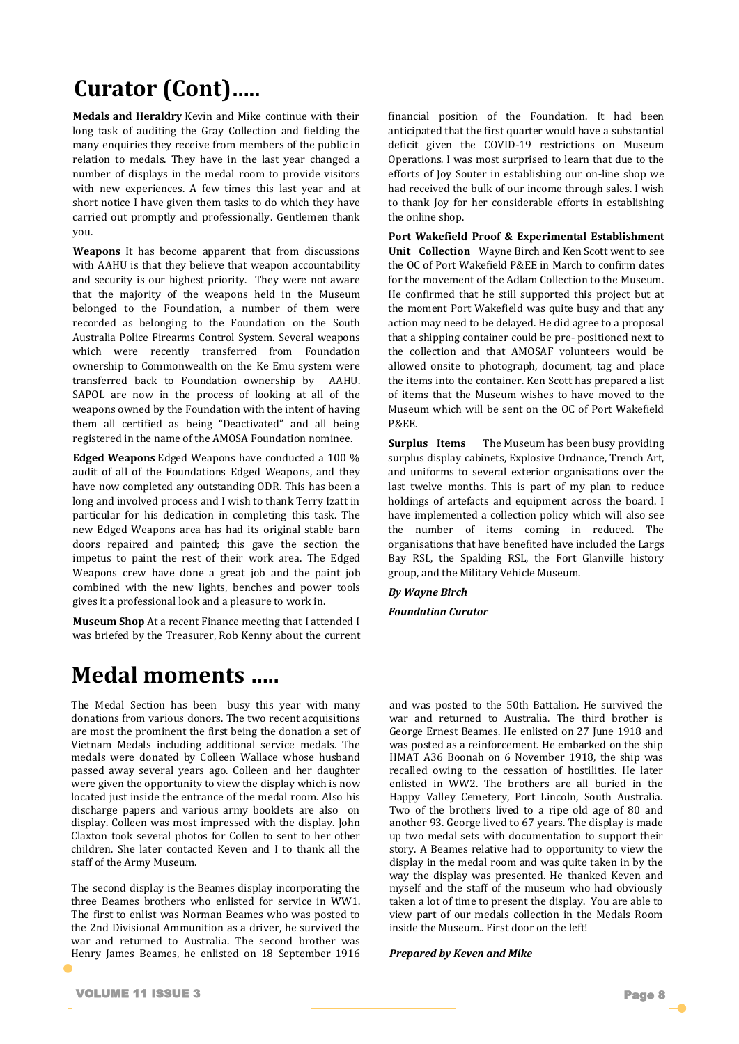# Curator (Cont)…..

**Medals and Heraldry** Kevin and Mike continue with their long task of auditing the Gray Collection and fielding the many enquiries they receive from members of the public in relation to medals. They have in the last year changed a number of displays in the medal room to provide visitors with new experiences. A few times this last year and at short notice I have given them tasks to do which they have carried out promptly and professionally. Gentlemen thank you.

**Weapons** It has become apparent that from discussions with AAHU is that they believe that weapon accountability and security is our highest priority. They were not aware that the majority of the weapons held in the Museum belonged to the Foundation, a number of them were recorded as belonging to the Foundation on the South Australia Police Firearms Control System. Several weapons which were recently transferred from Foundation ownership to Commonwealth on the Ke Emu system were transferred back to Foundation ownership by AAHU. SAPOL are now in the process of looking at all of the weapons owned by the Foundation with the intent of having them all certified as being "Deactivated" and all being registered in the name of the AMOSA Foundation nominee.

**Edged Weapons** Edged Weapons have conducted a 100 % audit of all of the Foundations Edged Weapons, and they have now completed any outstanding ODR. This has been a long and involved process and I wish to thank Terry Izatt in particular for his dedication in completing this task. The new Edged Weapons area has had its original stable barn doors repaired and painted; this gave the section the impetus to paint the rest of their work area. The Edged Weapons crew have done a great job and the paint job combined with the new lights, benches and power tools gives it a professional look and a pleasure to work in.

**Museum Shop** At a recent Finance meeting that I attended I was briefed by the Treasurer, Rob Kenny about the current financial position of the Foundation. It had been anticipated that the first quarter would have a substantial deficit given the COVID-19 restrictions on Museum Operations. I was most surprised to learn that due to the efforts of Joy Souter in establishing our on-line shop we had received the bulk of our income through sales. I wish to thank Joy for her considerable efforts in establishing the online shop.

**Port Wakefield Proof & Experimental Establishment Unit Collection** Wayne Birch and Ken Scott went to see the OC of Port Wakefield P&EE in March to confirm dates for the movement of the Adlam Collection to the Museum. He confirmed that he still supported this project but at the moment Port Wakefield was quite busy and that any action may need to be delayed. He did agree to a proposal that a shipping container could be pre- positioned next to the collection and that AMOSAF volunteers would be allowed onsite to photograph, document, tag and place the items into the container. Ken Scott has prepared a list of items that the Museum wishes to have moved to the Museum which will be sent on the OC of Port Wakefield P&EE.

**Surplus Items** The Museum has been busy providing surplus display cabinets, Explosive Ordnance, Trench Art, and uniforms to several exterior organisations over the last twelve months. This is part of my plan to reduce holdings of artefacts and equipment across the board. I have implemented a collection policy which will also see the number of items coming in reduced. The organisations that have benefited have included the Largs Bay RSL, the Spalding RSL, the Fort Glanville history group, and the Military Vehicle Museum.

***By Wayne Birch***

***Foundation Curator***

# Medal moments …..

The Medal Section has been busy this year with many donations from various donors. The two recent acquisitions are most the prominent the first being the donation a set of Vietnam Medals including additional service medals. The medals were donated by Colleen Wallace whose husband passed away several years ago. Colleen and her daughter were given the opportunity to view the display which is now located just inside the entrance of the medal room. Also his discharge papers and various army booklets are also on display. Colleen was most impressed with the display. John Claxton took several photos for Collen to sent to her other children. She later contacted Keven and I to thank all the staff of the Army Museum.

The second display is the Beames display incorporating the three Beames brothers who enlisted for service in WW1. The first to enlist was Norman Beames who was posted to the 2nd Divisional Ammunition as a driver, he survived the war and returned to Australia. The second brother was Henry James Beames, he enlisted on 18 September 1916 and was posted to the 50th Battalion. He survived the war and returned to Australia. The third brother is George Ernest Beames. He enlisted on 27 June 1918 and was posted as a reinforcement. He embarked on the ship HMAT A36 Boonah on 6 November 1918, the ship was recalled owing to the cessation of hostilities. He later enlisted in WW2. The brothers are all buried in the Happy Valley Cemetery, Port Lincoln, South Australia. Two of the brothers lived to a ripe old age of 80 and another 93. George lived to 67 years. The display is made up two medal sets with documentation to support their story. A Beames relative had to opportunity to view the display in the medal room and was quite taken in by the way the display was presented. He thanked Keven and myself and the staff of the museum who had obviously taken a lot of time to present the display. You are able to view part of our medals collection in the Medals Room inside the Museum.. First door on the left!

***Prepared by Keven and Mike***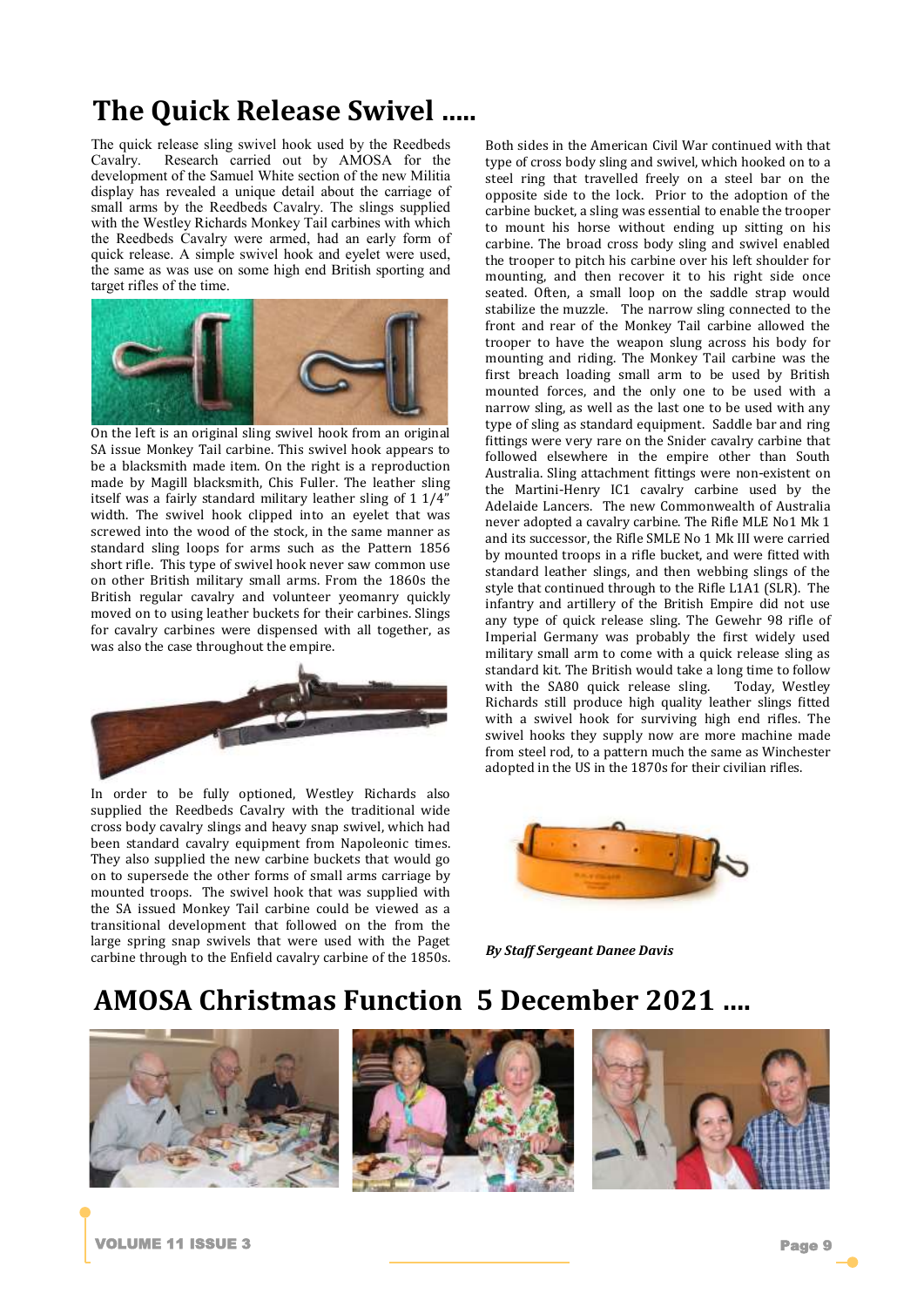# The Quick Release Swivel .....

The quick release sling swivel hook used by the Reedbeds Cavalry. Research carried out by AMOSA for the development of the Samuel White section of the new Militia display has revealed a unique detail about the carriage of small arms by the Reedbeds Cavalry. The slings supplied with the Westley Richards Monkey Tail carbines with which the Reedbeds Cavalry were armed, had an early form of quick release. A simple swivel hook and eyelet were used, the same as was use on some high end British sporting and target rifles of the time.

On the left is an original sling swivel hook from an original SA issue Monkey Tail carbine. This swivel hook appears to be a blacksmith made item. On the right is a reproduction made by Magill blacksmith, Chis Fuller. The leather sling itself was a fairly standard military leather sling of 1 1/4" width. The swivel hook clipped into an eyelet that was screwed into the wood of the stock, in the same manner as standard sling loops for arms such as the Pattern 1856 short rifle. This type of swivel hook never saw common use on other British military small arms. From the 1860s the British regular cavalry and volunteer yeomanry quickly moved on to using leather buckets for their carbines. Slings for cavalry carbines were dispensed with all together, as was also the case throughout the empire.

In order to be fully optioned, Westley Richards also supplied the Reedbeds Cavalry with the traditional wide cross body cavalry slings and heavy snap swivel, which had been standard cavalry equipment from Napoleonic times. They also supplied the new carbine buckets that would go on to supersede the other forms of small arms carriage by mounted troops. The swivel hook that was supplied with the SA issued Monkey Tail carbine could be viewed as a transitional development that followed on the from the large spring snap swivels that were used with the Paget carbine through to the Enfield cavalry carbine of the 1850s. Both sides in the American Civil War continued with that type of cross body sling and swivel, which hooked on to a steel ring that travelled freely on a steel bar on the opposite side to the lock. Prior to the adoption of the carbine bucket, a sling was essential to enable the trooper to mount his horse without ending up sitting on his carbine. The broad cross body sling and swivel enabled the trooper to pitch his carbine over his left shoulder for mounting, and then recover it to his right side once seated. Often, a small loop on the saddle strap would stabilize the muzzle. The narrow sling connected to the front and rear of the Monkey Tail carbine allowed the trooper to have the weapon slung across his body for mounting and riding. The Monkey Tail carbine was the first breach loading small arm to be used by British mounted forces, and the only one to be used with a narrow sling, as well as the last one to be used with any type of sling as standard equipment. Saddle bar and ring fittings were very rare on the Snider cavalry carbine that followed elsewhere in the empire other than South Australia. Sling attachment fittings were non-existent on the Martini-Henry IC1 cavalry carbine used by the Adelaide Lancers. The new Commonwealth of Australia never adopted a cavalry carbine. The Rifle MLE No1 Mk 1 and its successor, the Rifle SMLE No 1 Mk III were carried by mounted troops in a rifle bucket, and were fitted with standard leather slings, and then webbing slings of the style that continued through to the Rifle L1A1 (SLR). The infantry and artillery of the British Empire did not use any type of quick release sling. The Gewehr 98 rifle of Imperial Germany was probably the first widely used military small arm to come with a quick release sling as standard kit. The British would take a long time to follow with the SA80 quick release sling. Today, Westley Richards still produce high quality leather slings fitted with a swivel hook for surviving high end rifles. The swivel hooks they supply now are more machine made from steel rod, to a pattern much the same as Winchester adopted in the US in the 1870s for their civilian rifles.

***By Staff Sergeant Danee Davis***

# AMOSA Christmas Function 5 December 2021 ....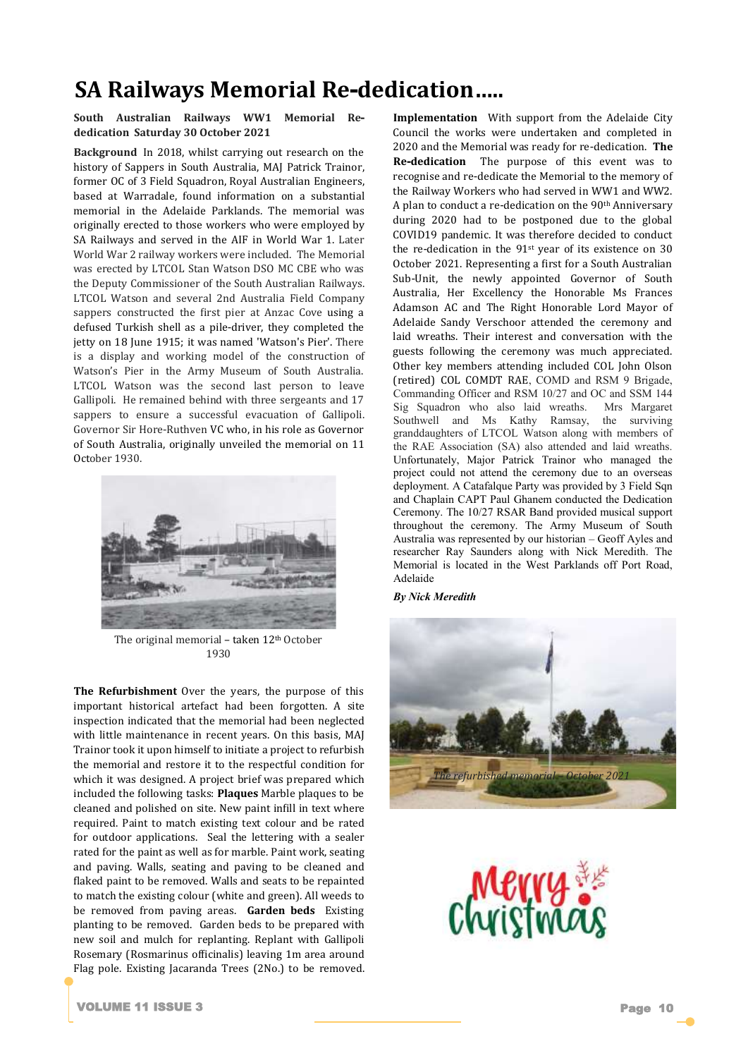# SA Railways Memorial Re-dedication.....

**South Australian Railways WW1 Memorial Re-dedication Saturday 30 October 2021**

**Background** In 2018, whilst carrying out research on the history of Sappers in South Australia, MAJ Patrick Trainor, former OC of 3 Field Squadron, Royal Australian Engineers, based at Warradale, found information on a substantial memorial in the Adelaide Parklands. The memorial was originally erected to those workers who were employed by SA Railways and served in the AIF in World War 1. Later World War 2 railway workers were included. The Memorial was erected by LTCOL Stan Watson DSO MC CBE who was the Deputy Commissioner of the South Australian Railways. LTCOL Watson and several 2nd Australia Field Company sappers constructed the first pier at Anzac Cove using a defused Turkish shell as a pile-driver, they completed the jetty on 18 June 1915; it was named 'Watson's Pier'. There is a display and working model of the construction of Watson's Pier in the Army Museum of South Australia. LTCOL Watson was the second last person to leave Gallipoli. He remained behind with three sergeants and 17 sappers to ensure a successful evacuation of Gallipoli. Governor Sir Hore-Ruthven VC who, in his role as Governor of South Australia, originally unveiled the memorial on 11 October 1930.

The original memorial – taken 12th October 1930

**The Refurbishment** Over the years, the purpose of this important historical artefact had been forgotten. A site inspection indicated that the memorial had been neglected with little maintenance in recent years. On this basis, MAJ Trainor took it upon himself to initiate a project to refurbish the memorial and restore it to the respectful condition for which it was designed. A project brief was prepared which included the following tasks: **Plaques** Marble plaques to be cleaned and polished on site. New paint infill in text where required. Paint to match existing text colour and be rated for outdoor applications. Seal the lettering with a sealer rated for the paint as well as for marble. Paint work, seating and paving. Walls, seating and paving to be cleaned and flaked paint to be removed. Walls and seats to be repainted to match the existing colour (white and green). All weeds to be removed from paving areas. **Garden beds** Existing planting to be removed. Garden beds to be prepared with new soil and mulch for replanting. Replant with Gallipoli Rosemary (Rosmarinus officinalis) leaving 1m area around Flag pole. Existing Jacaranda Trees (2No.) to be removed.

**Implementation** With support from the Adelaide City Council the works were undertaken and completed in 2020 and the Memorial was ready for re-dedication. **The Re-dedication** The purpose of this event was to recognise and re-dedicate the Memorial to the memory of the Railway Workers who had served in WW1 and WW2. A plan to conduct a re-dedication on the 90th Anniversary during 2020 had to be postponed due to the global COVID19 pandemic. It was therefore decided to conduct the re-dedication in the 91st year of its existence on 30 October 2021. Representing a first for a South Australian Sub-Unit, the newly appointed Governor of South Australia, Her Excellency the Honorable Ms Frances Adamson AC and The Right Honorable Lord Mayor of Adelaide Sandy Verschoor attended the ceremony and laid wreaths. Their interest and conversation with the guests following the ceremony was much appreciated. Other key members attending included COL John Olson (retired) COL COMDT RAE, COMD and RSM 9 Brigade, Commanding Officer and RSM 10/27 and OC and SSM 144 Sig Squadron who also laid wreaths. Mrs Margaret Southwell and Ms Kathy Ramsay, the surviving granddaughters of LTCOL Watson along with members of the RAE Association (SA) also attended and laid wreaths. Unfortunately, Major Patrick Trainor who managed the project could not attend the ceremony due to an overseas deployment. A Catafalque Party was provided by 3 Field Sqn and Chaplain CAPT Paul Ghanem conducted the Dedication Ceremony. The 10/27 RSAR Band provided musical support throughout the ceremony. The Army Museum of South Australia was represented by our historian – Geoff Ayles and researcher Ray Saunders along with Nick Meredith. The Memorial is located in the West Parklands off Port Road, Adelaide

***By Nick Meredith***

*The refurbished memorial – October 2021*

Merry Christmas